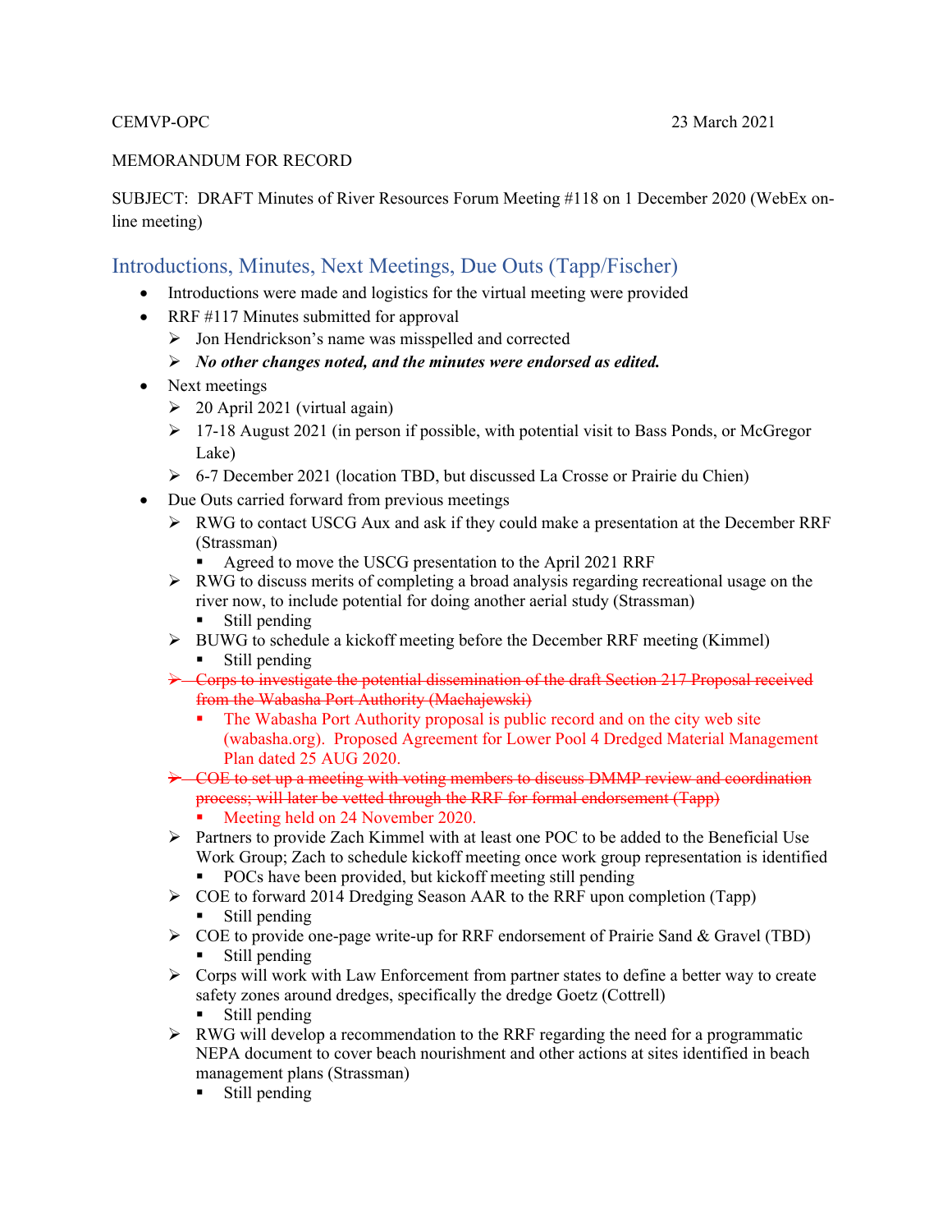CEMVP-OPC 23 March 2021

MEMORANDUM FOR RECORD

SUBJECT: DRAFT Minutes of River Resources Forum Meeting #118 on 1 December 2020 (WebEx on-line meeting)

## Introductions, Minutes, Next Meetings, Due Outs (Tapp/Fischer)

- Introductions were made and logistics for the virtual meeting were provided
- RRF #117 Minutes submitted for approval
  - Jon Hendrickson's name was misspelled and corrected
  - ***No other changes noted, and the minutes were endorsed as edited.***
- Next meetings
  - 20 April 2021 (virtual again)
  - 17-18 August 2021 (in person if possible, with potential visit to Bass Ponds, or McGregor Lake)
  - 6-7 December 2021 (location TBD, but discussed La Crosse or Prairie du Chien)
- Due Outs carried forward from previous meetings
  - RWG to contact USCG Aux and ask if they could make a presentation at the December RRF (Strassman)
    - Agreed to move the USCG presentation to the April 2021 RRF
  - RWG to discuss merits of completing a broad analysis regarding recreational usage on the river now, to include potential for doing another aerial study (Strassman)
    - Still pending
  - BUWG to schedule a kickoff meeting before the December RRF meeting (Kimmel)
    - Still pending
  - ~~Corps to investigate the potential dissemination of the draft Section 217 Proposal received from the Wabasha Port Authority (Machajewski)~~
    - The Wabasha Port Authority proposal is public record and on the city web site (wabasha.org). Proposed Agreement for Lower Pool 4 Dredged Material Management Plan dated 25 AUG 2020.
  - ~~COE to set up a meeting with voting members to discuss DMMP review and coordination process; will later be vetted through the RRF for formal endorsement (Tapp)~~
    - Meeting held on 24 November 2020.
  - Partners to provide Zach Kimmel with at least one POC to be added to the Beneficial Use Work Group; Zach to schedule kickoff meeting once work group representation is identified
    - POCs have been provided, but kickoff meeting still pending
  - COE to forward 2014 Dredging Season AAR to the RRF upon completion (Tapp)
    - Still pending
  - COE to provide one-page write-up for RRF endorsement of Prairie Sand & Gravel (TBD)
    - Still pending
  - Corps will work with Law Enforcement from partner states to define a better way to create safety zones around dredges, specifically the dredge Goetz (Cottrell)
    - Still pending
  - RWG will develop a recommendation to the RRF regarding the need for a programmatic NEPA document to cover beach nourishment and other actions at sites identified in beach management plans (Strassman)
    - Still pending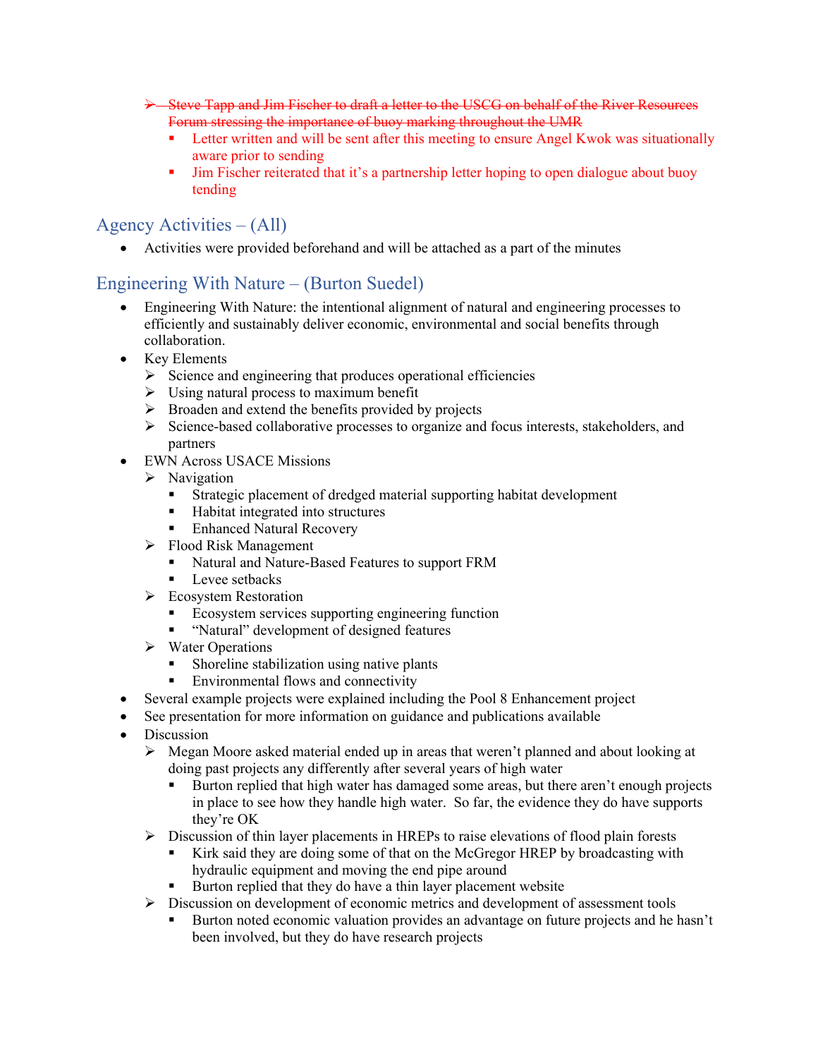- ~~Steve Tapp and Jim Fischer to draft a letter to the USCG on behalf of the River Resources Forum stressing the importance of buoy marking throughout the UMR~~
  - Letter written and will be sent after this meeting to ensure Angel Kwok was situationally aware prior to sending
  - Jim Fischer reiterated that it's a partnership letter hoping to open dialogue about buoy tending

## Agency Activities – (All)

- Activities were provided beforehand and will be attached as a part of the minutes

## Engineering With Nature – (Burton Suedel)

- Engineering With Nature: the intentional alignment of natural and engineering processes to efficiently and sustainably deliver economic, environmental and social benefits through collaboration.
- Key Elements
  - Science and engineering that produces operational efficiencies
  - Using natural process to maximum benefit
  - Broaden and extend the benefits provided by projects
  - Science-based collaborative processes to organize and focus interests, stakeholders, and partners
- EWN Across USACE Missions
  - Navigation
    - Strategic placement of dredged material supporting habitat development
    - Habitat integrated into structures
    - Enhanced Natural Recovery
  - Flood Risk Management
    - Natural and Nature-Based Features to support FRM
    - Levee setbacks
  - Ecosystem Restoration
    - Ecosystem services supporting engineering function
    - "Natural" development of designed features
  - Water Operations
    - Shoreline stabilization using native plants
    - Environmental flows and connectivity
- Several example projects were explained including the Pool 8 Enhancement project
- See presentation for more information on guidance and publications available
- Discussion
  - Megan Moore asked material ended up in areas that weren't planned and about looking at doing past projects any differently after several years of high water
    - Burton replied that high water has damaged some areas, but there aren't enough projects in place to see how they handle high water. So far, the evidence they do have supports they're OK
  - Discussion of thin layer placements in HREPs to raise elevations of flood plain forests
    - Kirk said they are doing some of that on the McGregor HREP by broadcasting with hydraulic equipment and moving the end pipe around
    - Burton replied that they do have a thin layer placement website
  - Discussion on development of economic metrics and development of assessment tools
    - Burton noted economic valuation provides an advantage on future projects and he hasn't been involved, but they do have research projects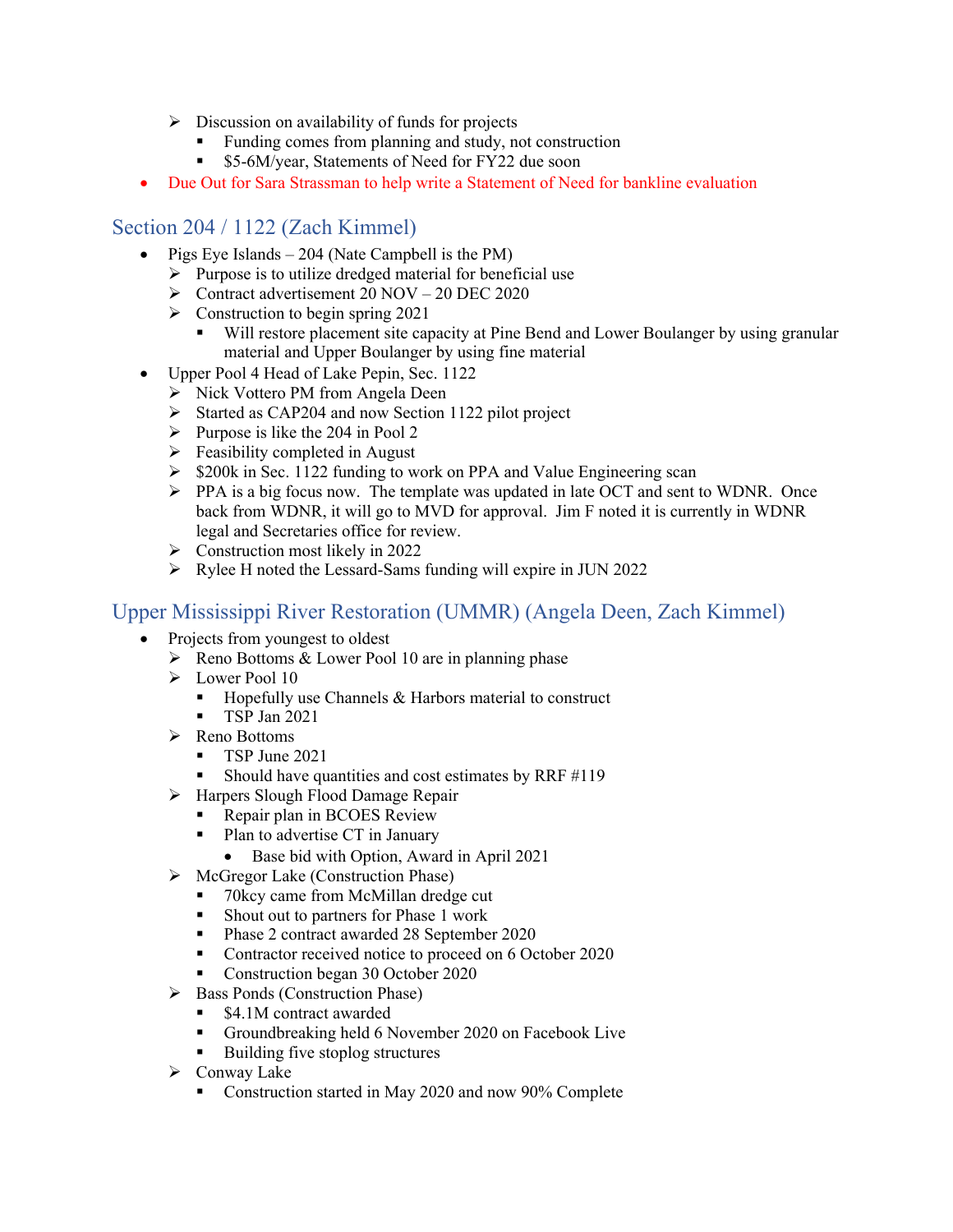- Discussion on availability of funds for projects
     - Funding comes from planning and study, not construction
     - $5-6M/year, Statements of Need for FY22 due soon
- Due Out for Sara Strassman to help write a Statement of Need for bankline evaluation

## Section 204 / 1122 (Zach Kimmel)

- Pigs Eye Islands – 204 (Nate Campbell is the PM)
  - Purpose is to utilize dredged material for beneficial use
  - Contract advertisement 20 NOV – 20 DEC 2020
  - Construction to begin spring 2021
    - Will restore placement site capacity at Pine Bend and Lower Boulanger by using granular material and Upper Boulanger by using fine material
- Upper Pool 4 Head of Lake Pepin, Sec. 1122
  - Nick Vottero PM from Angela Deen
  - Started as CAP204 and now Section 1122 pilot project
  - Purpose is like the 204 in Pool 2
  - Feasibility completed in August
  - $200k in Sec. 1122 funding to work on PPA and Value Engineering scan
  - PPA is a big focus now. The template was updated in late OCT and sent to WDNR. Once back from WDNR, it will go to MVD for approval. Jim F noted it is currently in WDNR legal and Secretaries office for review.
  - Construction most likely in 2022
  - Rylee H noted the Lessard-Sams funding will expire in JUN 2022

## Upper Mississippi River Restoration (UMMR) (Angela Deen, Zach Kimmel)

- Projects from youngest to oldest
  - Reno Bottoms & Lower Pool 10 are in planning phase
  - Lower Pool 10
    - Hopefully use Channels & Harbors material to construct
    - TSP Jan 2021
  - Reno Bottoms
    - TSP June 2021
    - Should have quantities and cost estimates by RRF #119
  - Harpers Slough Flood Damage Repair
    - Repair plan in BCOES Review
    - Plan to advertise CT in January
      - Base bid with Option, Award in April 2021
  - McGregor Lake (Construction Phase)
    - 70kcy came from McMillan dredge cut
    - Shout out to partners for Phase 1 work
    - Phase 2 contract awarded 28 September 2020
    - Contractor received notice to proceed on 6 October 2020
    - Construction began 30 October 2020
  - Bass Ponds (Construction Phase)
    - $4.1M contract awarded
    - Groundbreaking held 6 November 2020 on Facebook Live
    - Building five stoplog structures
  - Conway Lake
    - Construction started in May 2020 and now 90% Complete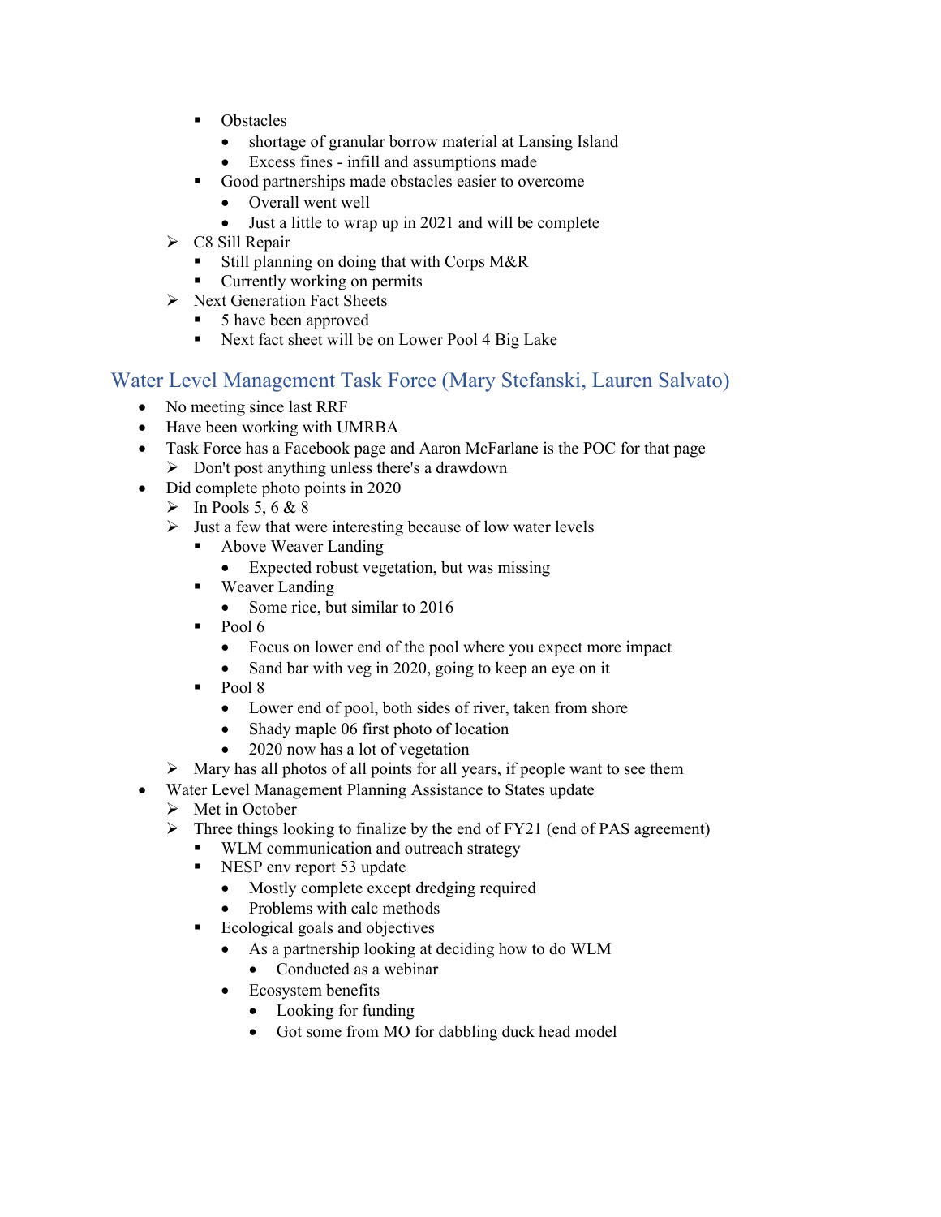- Obstacles
  - shortage of granular borrow material at Lansing Island
  - Excess fines - infill and assumptions made
- Good partnerships made obstacles easier to overcome
  - Overall went well
  - Just a little to wrap up in 2021 and will be complete

- C8 Sill Repair
  - Still planning on doing that with Corps M&R
  - Currently working on permits
- Next Generation Fact Sheets
  - 5 have been approved
  - Next fact sheet will be on Lower Pool 4 Big Lake

## Water Level Management Task Force (Mary Stefanski, Lauren Salvato)

- No meeting since last RRF
- Have been working with UMRBA
- Task Force has a Facebook page and Aaron McFarlane is the POC for that page
  - Don't post anything unless there's a drawdown
- Did complete photo points in 2020
  - In Pools 5, 6 & 8
  - Just a few that were interesting because of low water levels
    - Above Weaver Landing
      - Expected robust vegetation, but was missing
    - Weaver Landing
      - Some rice, but similar to 2016
    - Pool 6
      - Focus on lower end of the pool where you expect more impact
      - Sand bar with veg in 2020, going to keep an eye on it
    - Pool 8
      - Lower end of pool, both sides of river, taken from shore
      - Shady maple 06 first photo of location
      - 2020 now has a lot of vegetation
  - Mary has all photos of all points for all years, if people want to see them
- Water Level Management Planning Assistance to States update
  - Met in October
  - Three things looking to finalize by the end of FY21 (end of PAS agreement)
    - WLM communication and outreach strategy
    - NESP env report 53 update
      - Mostly complete except dredging required
      - Problems with calc methods
    - Ecological goals and objectives
      - As a partnership looking at deciding how to do WLM
        - Conducted as a webinar
      - Ecosystem benefits
        - Looking for funding
        - Got some from MO for dabbling duck head model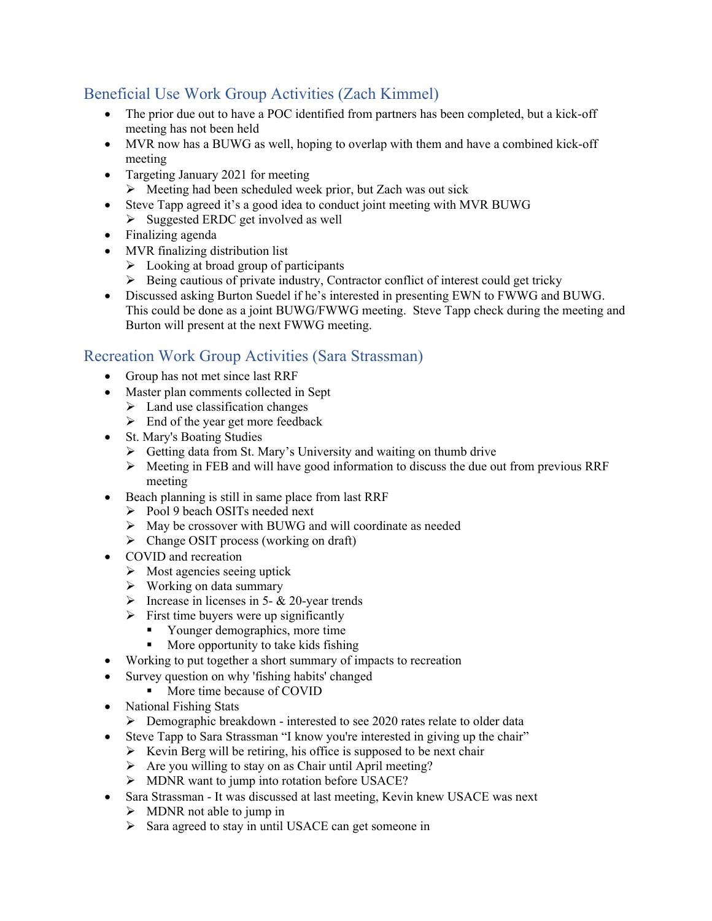## Beneficial Use Work Group Activities (Zach Kimmel)

- The prior due out to have a POC identified from partners has been completed, but a kick-off meeting has not been held
- MVR now has a BUWG as well, hoping to overlap with them and have a combined kick-off meeting
- Targeting January 2021 for meeting
  - Meeting had been scheduled week prior, but Zach was out sick
- Steve Tapp agreed it's a good idea to conduct joint meeting with MVR BUWG
  - Suggested ERDC get involved as well
- Finalizing agenda
- MVR finalizing distribution list
  - Looking at broad group of participants
  - Being cautious of private industry, Contractor conflict of interest could get tricky
- Discussed asking Burton Suedel if he's interested in presenting EWN to FWWG and BUWG. This could be done as a joint BUWG/FWWG meeting. Steve Tapp check during the meeting and Burton will present at the next FWWG meeting.

## Recreation Work Group Activities (Sara Strassman)

- Group has not met since last RRF
- Master plan comments collected in Sept
  - Land use classification changes
  - End of the year get more feedback
- St. Mary's Boating Studies
  - Getting data from St. Mary's University and waiting on thumb drive
  - Meeting in FEB and will have good information to discuss the due out from previous RRF meeting
- Beach planning is still in same place from last RRF
  - Pool 9 beach OSITs needed next
  - May be crossover with BUWG and will coordinate as needed
  - Change OSIT process (working on draft)
- COVID and recreation
  - Most agencies seeing uptick
  - Working on data summary
  - Increase in licenses in 5- & 20-year trends
  - First time buyers were up significantly
    - Younger demographics, more time
    - More opportunity to take kids fishing
- Working to put together a short summary of impacts to recreation
- Survey question on why 'fishing habits' changed
    - More time because of COVID
- National Fishing Stats
  - Demographic breakdown - interested to see 2020 rates relate to older data
- Steve Tapp to Sara Strassman "I know you're interested in giving up the chair"
  - Kevin Berg will be retiring, his office is supposed to be next chair
  - Are you willing to stay on as Chair until April meeting?
  - MDNR want to jump into rotation before USACE?
- Sara Strassman - It was discussed at last meeting, Kevin knew USACE was next
  - MDNR not able to jump in
  - Sara agreed to stay in until USACE can get someone in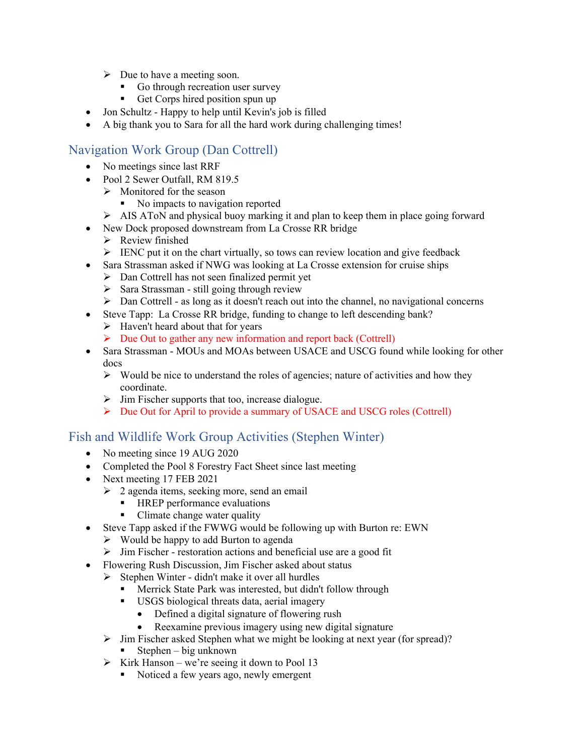- Due to have a meeting soon.
    - Go through recreation user survey
    - Get Corps hired position spun up
- Jon Schultz - Happy to help until Kevin's job is filled
- A big thank you to Sara for all the hard work during challenging times!

## Navigation Work Group (Dan Cottrell)

- No meetings since last RRF
- Pool 2 Sewer Outfall, RM 819.5
    - Monitored for the season
        - No impacts to navigation reported
    - AIS AToN and physical buoy marking it and plan to keep them in place going forward
- New Dock proposed downstream from La Crosse RR bridge
    - Review finished
    - IENC put it on the chart virtually, so tows can review location and give feedback
- Sara Strassman asked if NWG was looking at La Crosse extension for cruise ships
    - Dan Cottrell has not seen finalized permit yet
    - Sara Strassman - still going through review
    - Dan Cottrell - as long as it doesn't reach out into the channel, no navigational concerns
- Steve Tapp: La Crosse RR bridge, funding to change to left descending bank?
    - Haven't heard about that for years
    - Due Out to gather any new information and report back (Cottrell)
- Sara Strassman - MOUs and MOAs between USACE and USCG found while looking for other docs
    - Would be nice to understand the roles of agencies; nature of activities and how they coordinate.
    - Jim Fischer supports that too, increase dialogue.
    - Due Out for April to provide a summary of USACE and USCG roles (Cottrell)

## Fish and Wildlife Work Group Activities (Stephen Winter)

- No meeting since 19 AUG 2020
- Completed the Pool 8 Forestry Fact Sheet since last meeting
- Next meeting 17 FEB 2021
    - 2 agenda items, seeking more, send an email
        - HREP performance evaluations
        - Climate change water quality
- Steve Tapp asked if the FWWG would be following up with Burton re: EWN
    - Would be happy to add Burton to agenda
    - Jim Fischer - restoration actions and beneficial use are a good fit
- Flowering Rush Discussion, Jim Fischer asked about status
    - Stephen Winter - didn't make it over all hurdles
        - Merrick State Park was interested, but didn't follow through
        - USGS biological threats data, aerial imagery
            - Defined a digital signature of flowering rush
            - Reexamine previous imagery using new digital signature
    - Jim Fischer asked Stephen what we might be looking at next year (for spread)?
        - Stephen – big unknown
    - Kirk Hanson – we're seeing it down to Pool 13
        - Noticed a few years ago, newly emergent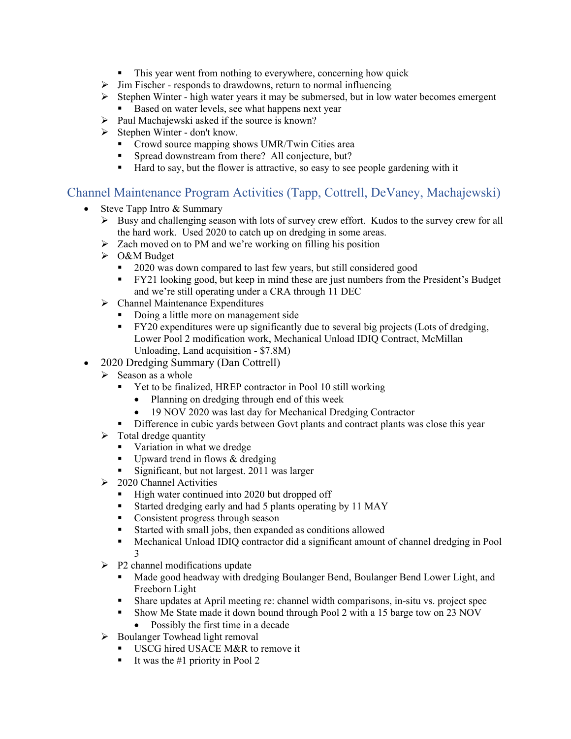- This year went from nothing to everywhere, concerning how quick
    - Jim Fischer - responds to drawdowns, return to normal influencing
    - Stephen Winter - high water years it may be submersed, but in low water becomes emergent
        - Based on water levels, see what happens next year
    - Paul Machajewski asked if the source is known?
    - Stephen Winter - don't know.
        - Crowd source mapping shows UMR/Twin Cities area
        - Spread downstream from there? All conjecture, but?
        - Hard to say, but the flower is attractive, so easy to see people gardening with it

## Channel Maintenance Program Activities (Tapp, Cottrell, DeVaney, Machajewski)

- Steve Tapp Intro & Summary
    - Busy and challenging season with lots of survey crew effort. Kudos to the survey crew for all the hard work. Used 2020 to catch up on dredging in some areas.
    - Zach moved on to PM and we're working on filling his position
    - O&M Budget
        - 2020 was down compared to last few years, but still considered good
        - FY21 looking good, but keep in mind these are just numbers from the President's Budget and we're still operating under a CRA through 11 DEC
    - Channel Maintenance Expenditures
        - Doing a little more on management side
        - FY20 expenditures were up significantly due to several big projects (Lots of dredging, Lower Pool 2 modification work, Mechanical Unload IDIQ Contract, McMillan Unloading, Land acquisition - $7.8M)
- 2020 Dredging Summary (Dan Cottrell)
    - Season as a whole
        - Yet to be finalized, HREP contractor in Pool 10 still working
            - Planning on dredging through end of this week
            - 19 NOV 2020 was last day for Mechanical Dredging Contractor
        - Difference in cubic yards between Govt plants and contract plants was close this year
    - Total dredge quantity
        - Variation in what we dredge
        - Upward trend in flows & dredging
        - Significant, but not largest. 2011 was larger
    - 2020 Channel Activities
        - High water continued into 2020 but dropped off
        - Started dredging early and had 5 plants operating by 11 MAY
        - Consistent progress through season
        - Started with small jobs, then expanded as conditions allowed
        - Mechanical Unload IDIQ contractor did a significant amount of channel dredging in Pool 3
    - P2 channel modifications update
        - Made good headway with dredging Boulanger Bend, Boulanger Bend Lower Light, and Freeborn Light
        - Share updates at April meeting re: channel width comparisons, in-situ vs. project spec
        - Show Me State made it down bound through Pool 2 with a 15 barge tow on 23 NOV
            - Possibly the first time in a decade
    - Boulanger Towhead light removal
        - USCG hired USACE M&R to remove it
        - It was the #1 priority in Pool 2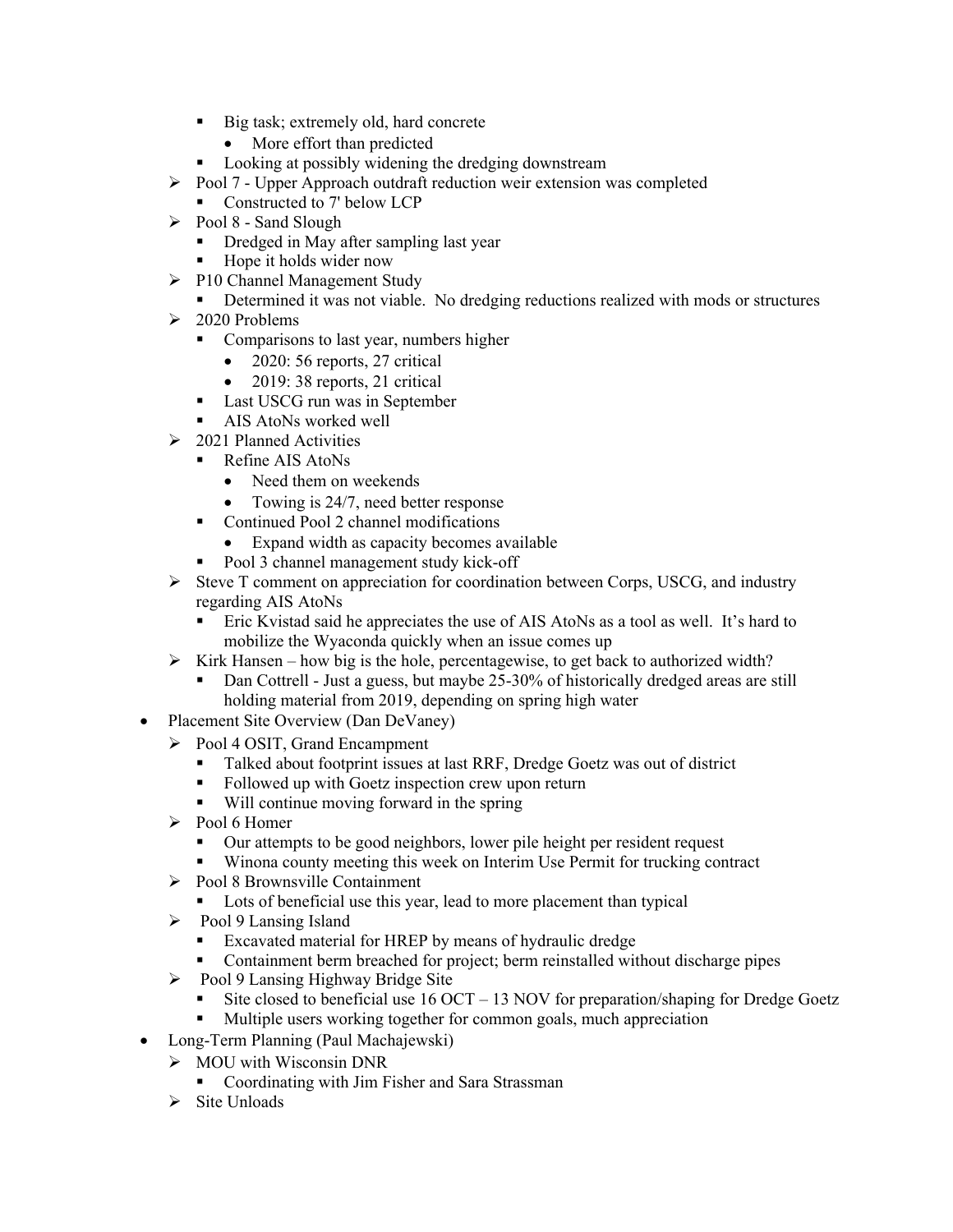- Big task; extremely old, hard concrete
            - More effort than predicted
        - Looking at possibly widening the dredging downstream
    - Pool 7 - Upper Approach outdraft reduction weir extension was completed
        - Constructed to 7' below LCP
    - Pool 8 - Sand Slough
        - Dredged in May after sampling last year
        - Hope it holds wider now
    - P10 Channel Management Study
        - Determined it was not viable. No dredging reductions realized with mods or structures
    - 2020 Problems
        - Comparisons to last year, numbers higher
            - 2020: 56 reports, 27 critical
            - 2019: 38 reports, 21 critical
        - Last USCG run was in September
        - AIS AtoNs worked well
    - 2021 Planned Activities
        - Refine AIS AtoNs
            - Need them on weekends
            - Towing is 24/7, need better response
        - Continued Pool 2 channel modifications
            - Expand width as capacity becomes available
        - Pool 3 channel management study kick-off
    - Steve T comment on appreciation for coordination between Corps, USCG, and industry regarding AIS AtoNs
        - Eric Kvistad said he appreciates the use of AIS AtoNs as a tool as well. It's hard to mobilize the Wyaconda quickly when an issue comes up
    - Kirk Hansen – how big is the hole, percentagewise, to get back to authorized width?
        - Dan Cottrell - Just a guess, but maybe 25-30% of historically dredged areas are still holding material from 2019, depending on spring high water
- Placement Site Overview (Dan DeVaney)
    - Pool 4 OSIT, Grand Encampment
        - Talked about footprint issues at last RRF, Dredge Goetz was out of district
        - Followed up with Goetz inspection crew upon return
        - Will continue moving forward in the spring
    - Pool 6 Homer
        - Our attempts to be good neighbors, lower pile height per resident request
        - Winona county meeting this week on Interim Use Permit for trucking contract
    - Pool 8 Brownsville Containment
        - Lots of beneficial use this year, lead to more placement than typical
    - Pool 9 Lansing Island
        - Excavated material for HREP by means of hydraulic dredge
        - Containment berm breached for project; berm reinstalled without discharge pipes
    - Pool 9 Lansing Highway Bridge Site
        - Site closed to beneficial use 16 OCT – 13 NOV for preparation/shaping for Dredge Goetz
        - Multiple users working together for common goals, much appreciation
- Long-Term Planning (Paul Machajewski)
    - MOU with Wisconsin DNR
        - Coordinating with Jim Fisher and Sara Strassman
    - Site Unloads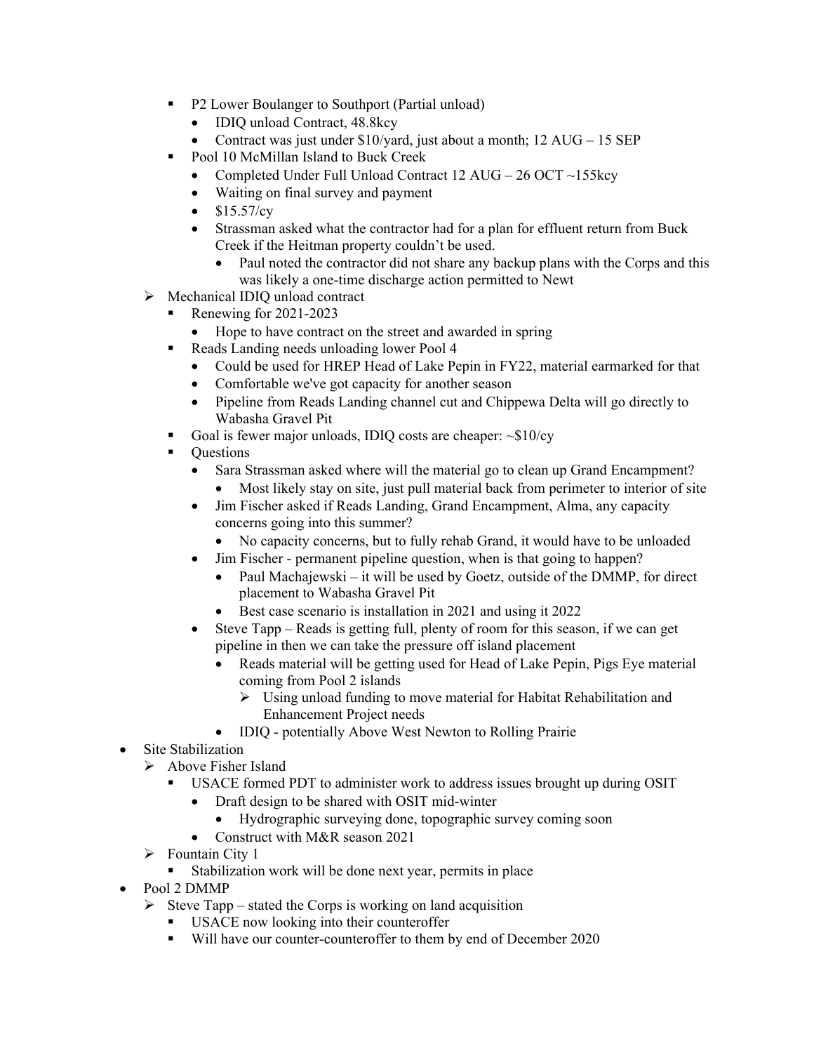- P2 Lower Boulanger to Southport (Partial unload)
          - IDIQ unload Contract, 48.8kcy
          - Contract was just under $10/yard, just about a month; 12 AUG – 15 SEP
        - Pool 10 McMillan Island to Buck Creek
          - Completed Under Full Unload Contract 12 AUG – 26 OCT ~155kcy
          - Waiting on final survey and payment
          - $15.57/cy
          - Strassman asked what the contractor had for a plan for effluent return from Buck Creek if the Heitman property couldn't be used.
            - Paul noted the contractor did not share any backup plans with the Corps and this was likely a one-time discharge action permitted to Newt
    - Mechanical IDIQ unload contract
      - Renewing for 2021-2023
        - Hope to have contract on the street and awarded in spring
      - Reads Landing needs unloading lower Pool 4
        - Could be used for HREP Head of Lake Pepin in FY22, material earmarked for that
        - Comfortable we've got capacity for another season
        - Pipeline from Reads Landing channel cut and Chippewa Delta will go directly to Wabasha Gravel Pit
      - Goal is fewer major unloads, IDIQ costs are cheaper: ~$10/cy
      - Questions
        - Sara Strassman asked where will the material go to clean up Grand Encampment?
          - Most likely stay on site, just pull material back from perimeter to interior of site
        - Jim Fischer asked if Reads Landing, Grand Encampment, Alma, any capacity concerns going into this summer?
          - No capacity concerns, but to fully rehab Grand, it would have to be unloaded
        - Jim Fischer - permanent pipeline question, when is that going to happen?
          - Paul Machajewski – it will be used by Goetz, outside of the DMMP, for direct placement to Wabasha Gravel Pit
          - Best case scenario is installation in 2021 and using it 2022
        - Steve Tapp – Reads is getting full, plenty of room for this season, if we can get pipeline in then we can take the pressure off island placement
          - Reads material will be getting used for Head of Lake Pepin, Pigs Eye material coming from Pool 2 islands
            - Using unload funding to move material for Habitat Rehabilitation and Enhancement Project needs
          - IDIQ - potentially Above West Newton to Rolling Prairie
- Site Stabilization
  - Above Fisher Island
    - USACE formed PDT to administer work to address issues brought up during OSIT
      - Draft design to be shared with OSIT mid-winter
        - Hydrographic surveying done, topographic survey coming soon
      - Construct with M&R season 2021
  - Fountain City 1
    - Stabilization work will be done next year, permits in place
- Pool 2 DMMP
  - Steve Tapp – stated the Corps is working on land acquisition
    - USACE now looking into their counteroffer
    - Will have our counter-counteroffer to them by end of December 2020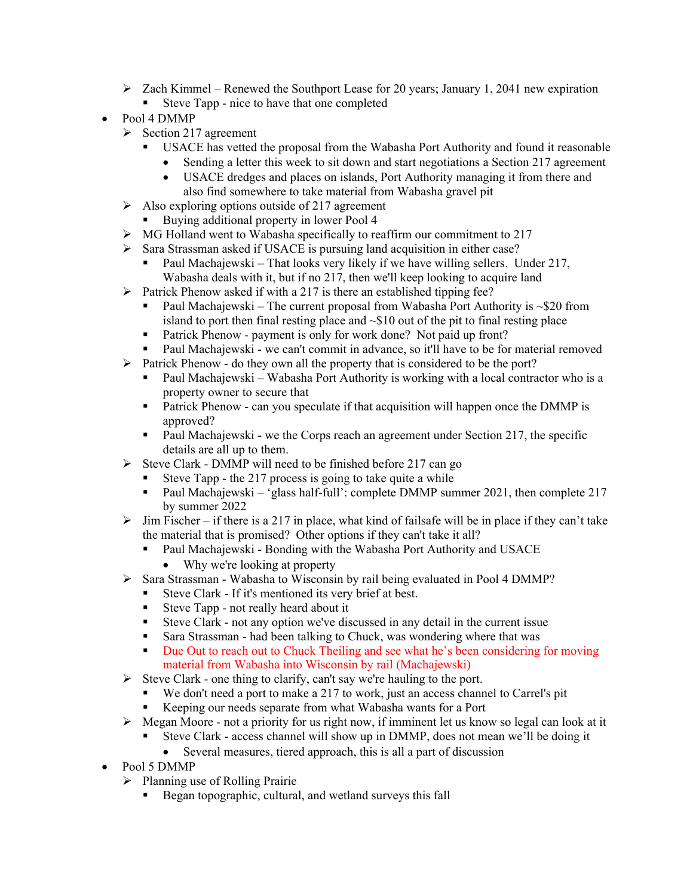- Zach Kimmel – Renewed the Southport Lease for 20 years; January 1, 2041 new expiration
  - Steve Tapp - nice to have that one completed
- Pool 4 DMMP
  - Section 217 agreement
    - USACE has vetted the proposal from the Wabasha Port Authority and found it reasonable
      - Sending a letter this week to sit down and start negotiations a Section 217 agreement
      - USACE dredges and places on islands, Port Authority managing it from there and also find somewhere to take material from Wabasha gravel pit
  - Also exploring options outside of 217 agreement
    - Buying additional property in lower Pool 4
  - MG Holland went to Wabasha specifically to reaffirm our commitment to 217
  - Sara Strassman asked if USACE is pursuing land acquisition in either case?
    - Paul Machajewski – That looks very likely if we have willing sellers. Under 217, Wabasha deals with it, but if no 217, then we'll keep looking to acquire land
  - Patrick Phenow asked if with a 217 is there an established tipping fee?
    - Paul Machajewski – The current proposal from Wabasha Port Authority is ~$20 from island to port then final resting place and ~$10 out of the pit to final resting place
    - Patrick Phenow - payment is only for work done? Not paid up front?
    - Paul Machajewski - we can't commit in advance, so it'll have to be for material removed
  - Patrick Phenow - do they own all the property that is considered to be the port?
    - Paul Machajewski – Wabasha Port Authority is working with a local contractor who is a property owner to secure that
    - Patrick Phenow - can you speculate if that acquisition will happen once the DMMP is approved?
    - Paul Machajewski - we the Corps reach an agreement under Section 217, the specific details are all up to them.
  - Steve Clark - DMMP will need to be finished before 217 can go
    - Steve Tapp - the 217 process is going to take quite a while
    - Paul Machajewski – 'glass half-full': complete DMMP summer 2021, then complete 217 by summer 2022
  - Jim Fischer – if there is a 217 in place, what kind of failsafe will be in place if they can't take the material that is promised? Other options if they can't take it all?
    - Paul Machajewski - Bonding with the Wabasha Port Authority and USACE
      - Why we're looking at property
  - Sara Strassman - Wabasha to Wisconsin by rail being evaluated in Pool 4 DMMP?
    - Steve Clark - If it's mentioned its very brief at best.
    - Steve Tapp - not really heard about it
    - Steve Clark - not any option we've discussed in any detail in the current issue
    - Sara Strassman - had been talking to Chuck, was wondering where that was
    - Due Out to reach out to Chuck Theiling and see what he's been considering for moving material from Wabasha into Wisconsin by rail (Machajewski)
  - Steve Clark - one thing to clarify, can't say we're hauling to the port.
    - We don't need a port to make a 217 to work, just an access channel to Carrel's pit
    - Keeping our needs separate from what Wabasha wants for a Port
  - Megan Moore - not a priority for us right now, if imminent let us know so legal can look at it
    - Steve Clark - access channel will show up in DMMP, does not mean we'll be doing it
      - Several measures, tiered approach, this is all a part of discussion
- Pool 5 DMMP
  - Planning use of Rolling Prairie
    - Began topographic, cultural, and wetland surveys this fall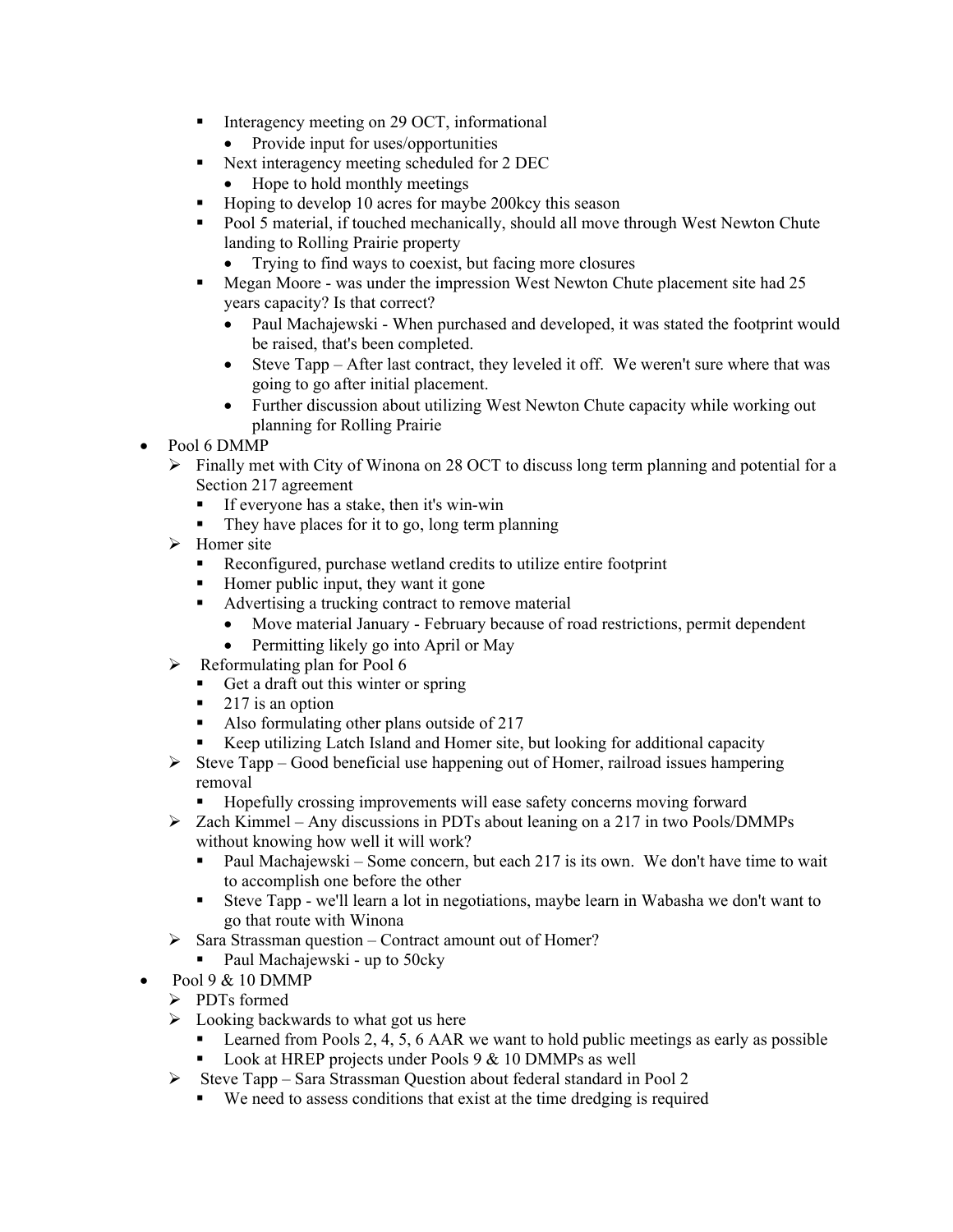- Interagency meeting on 29 OCT, informational
      - Provide input for uses/opportunities
    - Next interagency meeting scheduled for 2 DEC
      - Hope to hold monthly meetings
    - Hoping to develop 10 acres for maybe 200kcy this season
    - Pool 5 material, if touched mechanically, should all move through West Newton Chute landing to Rolling Prairie property
      - Trying to find ways to coexist, but facing more closures
    - Megan Moore - was under the impression West Newton Chute placement site had 25 years capacity? Is that correct?
      - Paul Machajewski - When purchased and developed, it was stated the footprint would be raised, that's been completed.
      - Steve Tapp – After last contract, they leveled it off. We weren't sure where that was going to go after initial placement.
      - Further discussion about utilizing West Newton Chute capacity while working out planning for Rolling Prairie

- Pool 6 DMMP
  - Finally met with City of Winona on 28 OCT to discuss long term planning and potential for a Section 217 agreement
    - If everyone has a stake, then it's win-win
    - They have places for it to go, long term planning
  - Homer site
    - Reconfigured, purchase wetland credits to utilize entire footprint
    - Homer public input, they want it gone
    - Advertising a trucking contract to remove material
      - Move material January - February because of road restrictions, permit dependent
      - Permitting likely go into April or May
  - Reformulating plan for Pool 6
    - Get a draft out this winter or spring
    - 217 is an option
    - Also formulating other plans outside of 217
    - Keep utilizing Latch Island and Homer site, but looking for additional capacity
  - Steve Tapp – Good beneficial use happening out of Homer, railroad issues hampering removal
    - Hopefully crossing improvements will ease safety concerns moving forward
  - Zach Kimmel – Any discussions in PDTs about leaning on a 217 in two Pools/DMMPs without knowing how well it will work?
    - Paul Machajewski – Some concern, but each 217 is its own. We don't have time to wait to accomplish one before the other
    - Steve Tapp - we'll learn a lot in negotiations, maybe learn in Wabasha we don't want to go that route with Winona
  - Sara Strassman question – Contract amount out of Homer?
    - Paul Machajewski - up to 50cky
- Pool 9 & 10 DMMP
  - PDTs formed
  - Looking backwards to what got us here
    - Learned from Pools 2, 4, 5, 6 AAR we want to hold public meetings as early as possible
    - Look at HREP projects under Pools 9 & 10 DMMPs as well
  - Steve Tapp – Sara Strassman Question about federal standard in Pool 2
    - We need to assess conditions that exist at the time dredging is required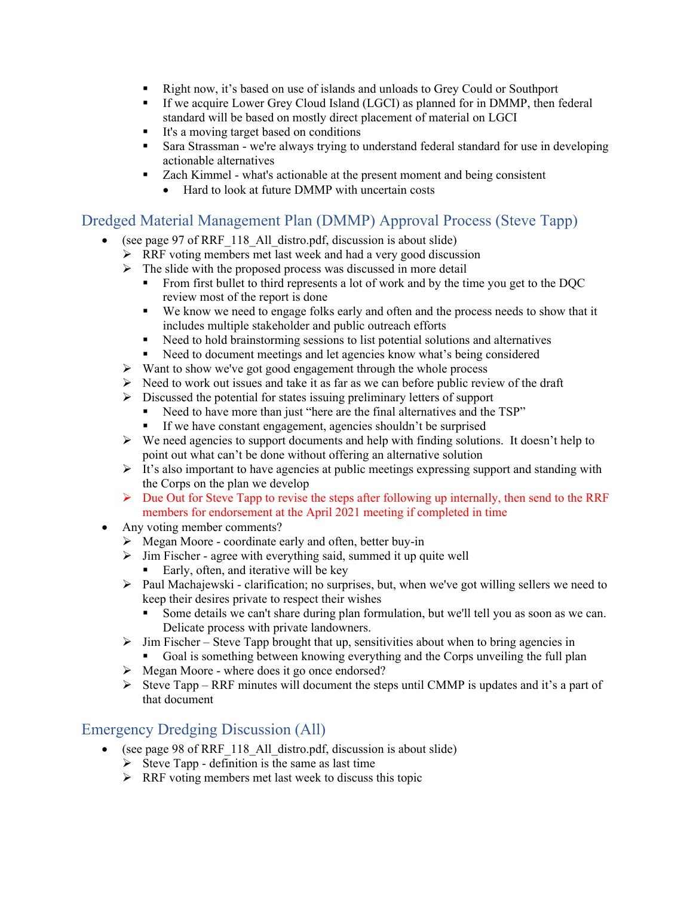- Right now, it's based on use of islands and unloads to Grey Could or Southport
    - If we acquire Lower Grey Cloud Island (LGCI) as planned for in DMMP, then federal standard will be based on mostly direct placement of material on LGCI
    - It's a moving target based on conditions
    - Sara Strassman - we're always trying to understand federal standard for use in developing actionable alternatives
    - Zach Kimmel - what's actionable at the present moment and being consistent
      - Hard to look at future DMMP with uncertain costs

## Dredged Material Management Plan (DMMP) Approval Process (Steve Tapp)

- (see page 97 of RRF_118_All_distro.pdf, discussion is about slide)
  - RRF voting members met last week and had a very good discussion
  - The slide with the proposed process was discussed in more detail
    - From first bullet to third represents a lot of work and by the time you get to the DQC review most of the report is done
    - We know we need to engage folks early and often and the process needs to show that it includes multiple stakeholder and public outreach efforts
    - Need to hold brainstorming sessions to list potential solutions and alternatives
    - Need to document meetings and let agencies know what's being considered
  - Want to show we've got good engagement through the whole process
  - Need to work out issues and take it as far as we can before public review of the draft
  - Discussed the potential for states issuing preliminary letters of support
    - Need to have more than just "here are the final alternatives and the TSP"
    - If we have constant engagement, agencies shouldn't be surprised
  - We need agencies to support documents and help with finding solutions. It doesn't help to point out what can't be done without offering an alternative solution
  - It's also important to have agencies at public meetings expressing support and standing with the Corps on the plan we develop
  - Due Out for Steve Tapp to revise the steps after following up internally, then send to the RRF members for endorsement at the April 2021 meeting if completed in time
- Any voting member comments?
  - Megan Moore - coordinate early and often, better buy-in
  - Jim Fischer - agree with everything said, summed it up quite well
    - Early, often, and iterative will be key
  - Paul Machajewski - clarification; no surprises, but, when we've got willing sellers we need to keep their desires private to respect their wishes
    - Some details we can't share during plan formulation, but we'll tell you as soon as we can. Delicate process with private landowners.
  - Jim Fischer – Steve Tapp brought that up, sensitivities about when to bring agencies in
    - Goal is something between knowing everything and the Corps unveiling the full plan
  - Megan Moore - where does it go once endorsed?
  - Steve Tapp – RRF minutes will document the steps until CMMP is updates and it's a part of that document

## Emergency Dredging Discussion (All)

- (see page 98 of RRF_118_All_distro.pdf, discussion is about slide)
  - Steve Tapp - definition is the same as last time
  - RRF voting members met last week to discuss this topic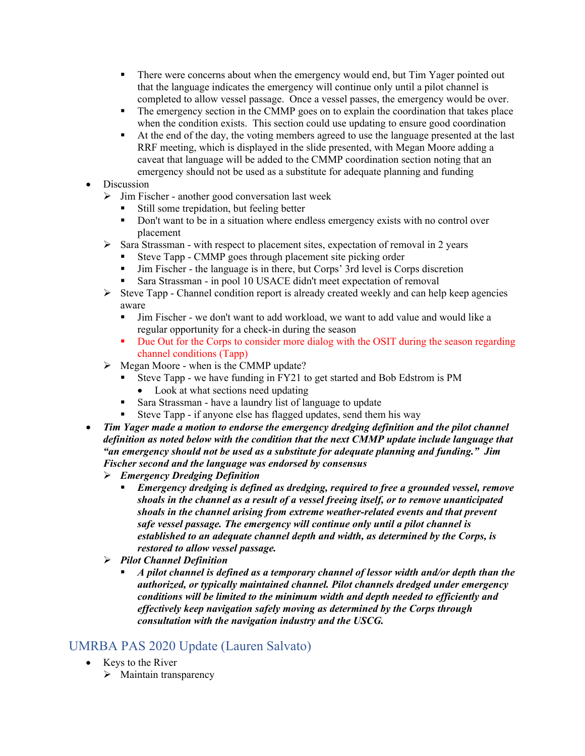- There were concerns about when the emergency would end, but Tim Yager pointed out that the language indicates the emergency will continue only until a pilot channel is completed to allow vessel passage. Once a vessel passes, the emergency would be over.
    - The emergency section in the CMMP goes on to explain the coordination that takes place when the condition exists. This section could use updating to ensure good coordination
    - At the end of the day, the voting members agreed to use the language presented at the last RRF meeting, which is displayed in the slide presented, with Megan Moore adding a caveat that language will be added to the CMMP coordination section noting that an emergency should not be used as a substitute for adequate planning and funding
- Discussion
  - Jim Fischer - another good conversation last week
    - Still some trepidation, but feeling better
    - Don't want to be in a situation where endless emergency exists with no control over placement
  - Sara Strassman - with respect to placement sites, expectation of removal in 2 years
    - Steve Tapp - CMMP goes through placement site picking order
    - Jim Fischer - the language is in there, but Corps' 3rd level is Corps discretion
    - Sara Strassman - in pool 10 USACE didn't meet expectation of removal
  - Steve Tapp - Channel condition report is already created weekly and can help keep agencies aware
    - Jim Fischer - we don't want to add workload, we want to add value and would like a regular opportunity for a check-in during the season
    - Due Out for the Corps to consider more dialog with the OSIT during the season regarding channel conditions (Tapp)
  - Megan Moore - when is the CMMP update?
    - Steve Tapp - we have funding in FY21 to get started and Bob Edstrom is PM
      - Look at what sections need updating
    - Sara Strassman - have a laundry list of language to update
    - Steve Tapp - if anyone else has flagged updates, send them his way
- ***Tim Yager made a motion to endorse the emergency dredging definition and the pilot channel definition as noted below with the condition that the next CMMP update include language that "an emergency should not be used as a substitute for adequate planning and funding." Jim Fischer second and the language was endorsed by consensus***
  - ***Emergency Dredging Definition***
    - ***Emergency dredging is defined as dredging, required to free a grounded vessel, remove shoals in the channel as a result of a vessel freeing itself, or to remove unanticipated shoals in the channel arising from extreme weather-related events and that prevent safe vessel passage. The emergency will continue only until a pilot channel is established to an adequate channel depth and width, as determined by the Corps, is restored to allow vessel passage.***
  - ***Pilot Channel Definition***
    - ***A pilot channel is defined as a temporary channel of lessor width and/or depth than the authorized, or typically maintained channel. Pilot channels dredged under emergency conditions will be limited to the minimum width and depth needed to efficiently and effectively keep navigation safely moving as determined by the Corps through consultation with the navigation industry and the USCG.***

## UMRBA PAS 2020 Update (Lauren Salvato)

- Keys to the River
  - Maintain transparency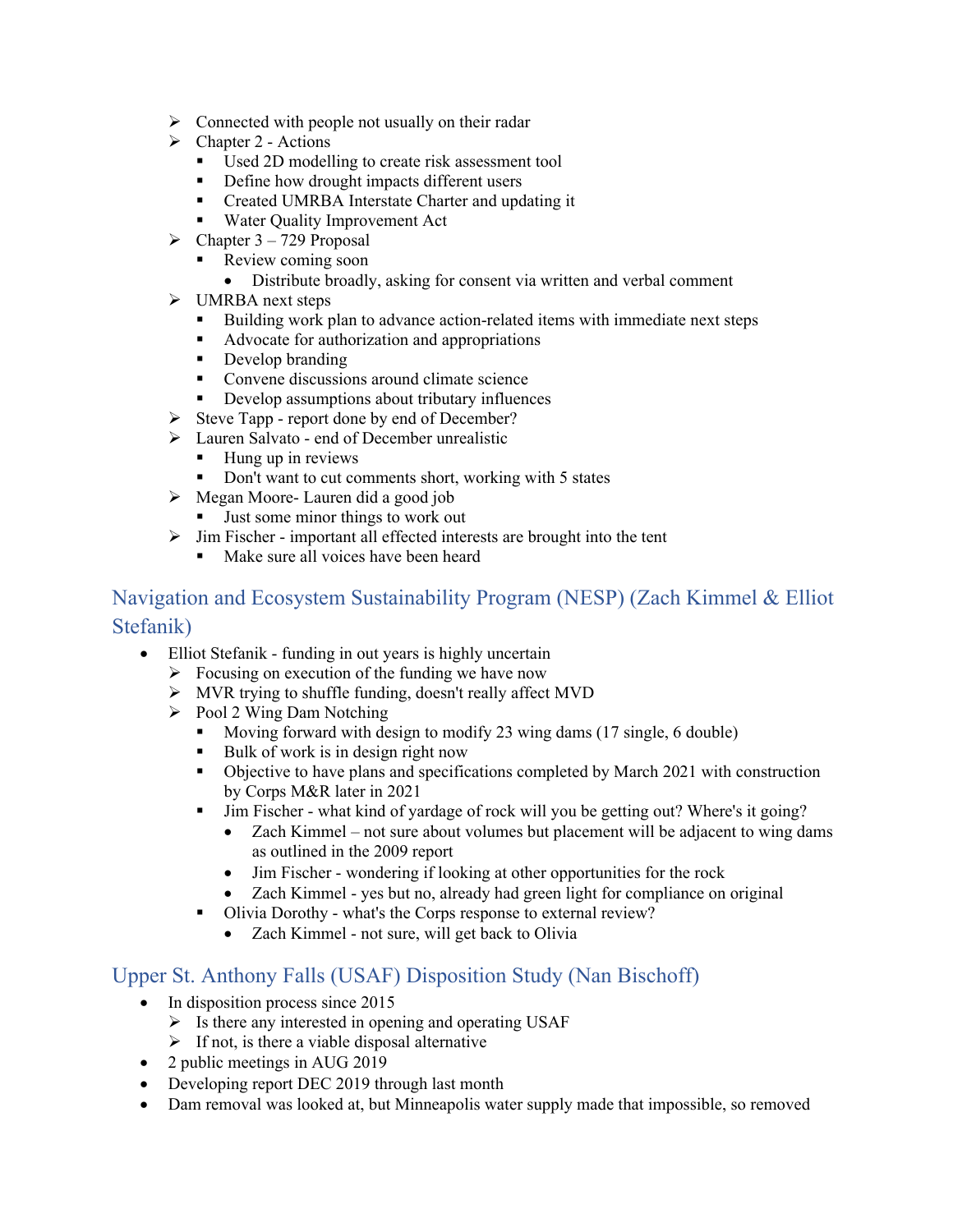- Connected with people not usually on their radar
    - Chapter 2 - Actions
        - Used 2D modelling to create risk assessment tool
        - Define how drought impacts different users
        - Created UMRBA Interstate Charter and updating it
        - Water Quality Improvement Act
    - Chapter 3 – 729 Proposal
        - Review coming soon
            - Distribute broadly, asking for consent via written and verbal comment
    - UMRBA next steps
        - Building work plan to advance action-related items with immediate next steps
        - Advocate for authorization and appropriations
        - Develop branding
        - Convene discussions around climate science
        - Develop assumptions about tributary influences
    - Steve Tapp - report done by end of December?
    - Lauren Salvato - end of December unrealistic
        - Hung up in reviews
        - Don't want to cut comments short, working with 5 states
    - Megan Moore- Lauren did a good job
        - Just some minor things to work out
    - Jim Fischer - important all effected interests are brought into the tent
        - Make sure all voices have been heard

## Navigation and Ecosystem Sustainability Program (NESP) (Zach Kimmel & Elliot Stefanik)

- Elliot Stefanik - funding in out years is highly uncertain
    - Focusing on execution of the funding we have now
    - MVR trying to shuffle funding, doesn't really affect MVD
    - Pool 2 Wing Dam Notching
        - Moving forward with design to modify 23 wing dams (17 single, 6 double)
        - Bulk of work is in design right now
        - Objective to have plans and specifications completed by March 2021 with construction by Corps M&R later in 2021
        - Jim Fischer - what kind of yardage of rock will you be getting out? Where's it going?
            - Zach Kimmel – not sure about volumes but placement will be adjacent to wing dams as outlined in the 2009 report
            - Jim Fischer - wondering if looking at other opportunities for the rock
            - Zach Kimmel - yes but no, already had green light for compliance on original
        - Olivia Dorothy - what's the Corps response to external review?
            - Zach Kimmel - not sure, will get back to Olivia

## Upper St. Anthony Falls (USAF) Disposition Study (Nan Bischoff)

- In disposition process since 2015
    - Is there any interested in opening and operating USAF
    - If not, is there a viable disposal alternative
- 2 public meetings in AUG 2019
- Developing report DEC 2019 through last month
- Dam removal was looked at, but Minneapolis water supply made that impossible, so removed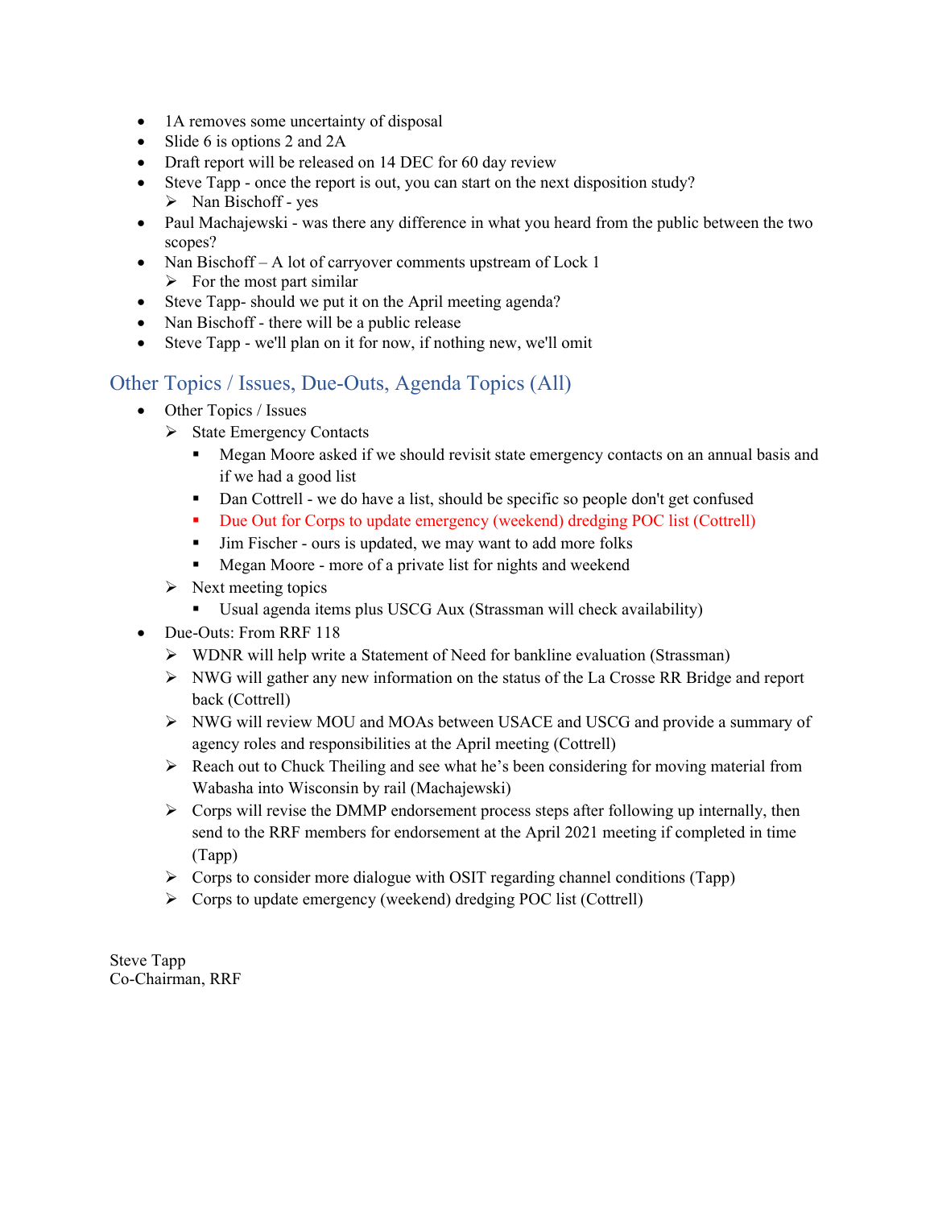- 1A removes some uncertainty of disposal
- Slide 6 is options 2 and 2A
- Draft report will be released on 14 DEC for 60 day review
- Steve Tapp - once the report is out, you can start on the next disposition study?
  - Nan Bischoff - yes
- Paul Machajewski - was there any difference in what you heard from the public between the two scopes?
- Nan Bischoff – A lot of carryover comments upstream of Lock 1
  - For the most part similar
- Steve Tapp- should we put it on the April meeting agenda?
- Nan Bischoff - there will be a public release
- Steve Tapp - we'll plan on it for now, if nothing new, we'll omit

## Other Topics / Issues, Due-Outs, Agenda Topics (All)

- Other Topics / Issues
  - State Emergency Contacts
    - Megan Moore asked if we should revisit state emergency contacts on an annual basis and if we had a good list
    - Dan Cottrell - we do have a list, should be specific so people don't get confused
    - Due Out for Corps to update emergency (weekend) dredging POC list (Cottrell)
    - Jim Fischer - ours is updated, we may want to add more folks
    - Megan Moore - more of a private list for nights and weekend
  - Next meeting topics
    - Usual agenda items plus USCG Aux (Strassman will check availability)
- Due-Outs: From RRF 118
  - WDNR will help write a Statement of Need for bankline evaluation (Strassman)
  - NWG will gather any new information on the status of the La Crosse RR Bridge and report back (Cottrell)
  - NWG will review MOU and MOAs between USACE and USCG and provide a summary of agency roles and responsibilities at the April meeting (Cottrell)
  - Reach out to Chuck Theiling and see what he's been considering for moving material from Wabasha into Wisconsin by rail (Machajewski)
  - Corps will revise the DMMP endorsement process steps after following up internally, then send to the RRF members for endorsement at the April 2021 meeting if completed in time (Tapp)
  - Corps to consider more dialogue with OSIT regarding channel conditions (Tapp)
  - Corps to update emergency (weekend) dredging POC list (Cottrell)

Steve Tapp
Co-Chairman, RRF